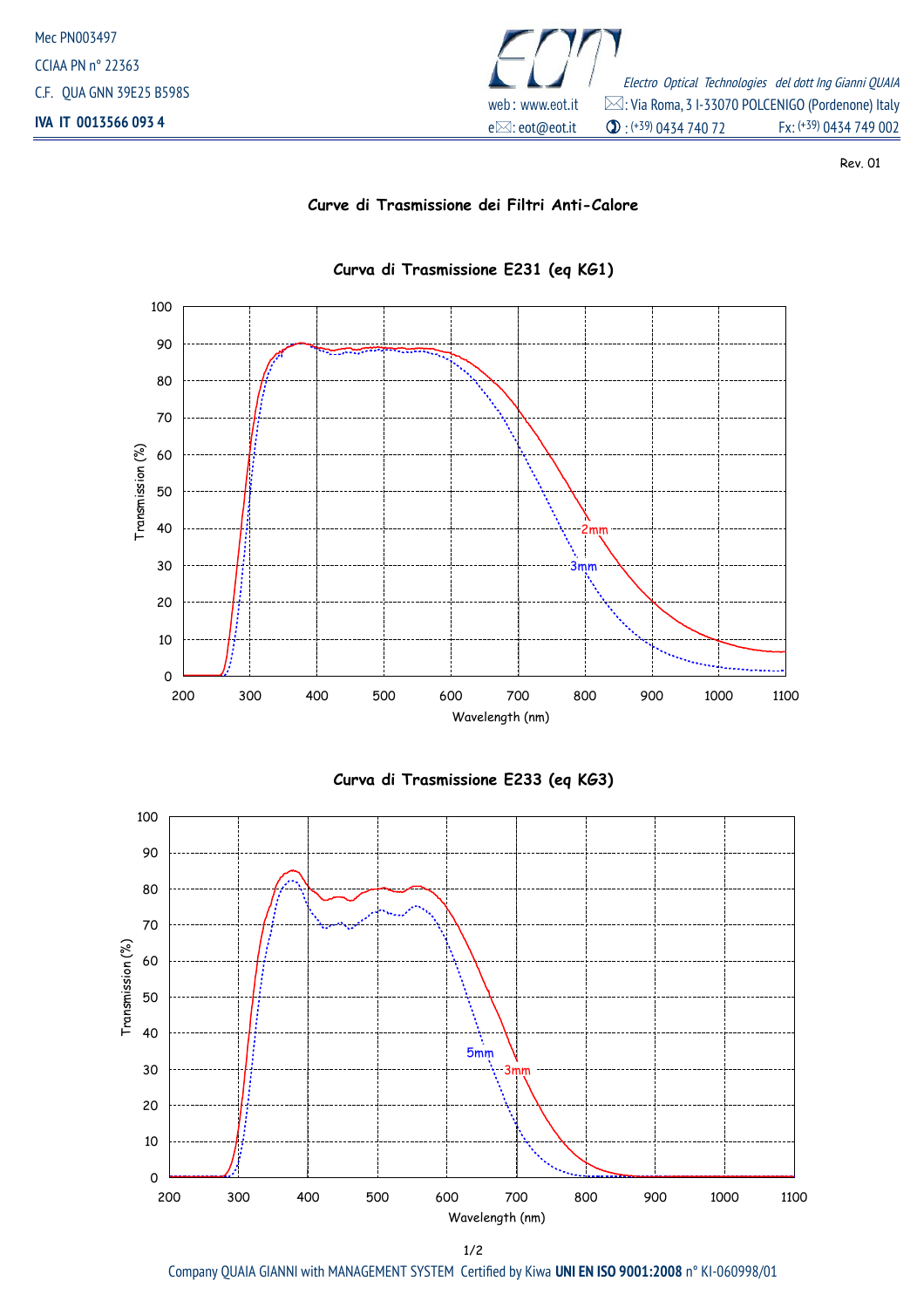Mec PN003497

CCIAA PN n° 22363

C.F. QUA GNN 39E25 B598S

**IVA IT 0013566 093 4**

EOT

*Electro Optical Technologies del dott Ing Gianni QUAIA*

web : www.eot.it

: Via Roma, 3 I-33070 POLCENIGO (Pordenone) Italy

e: eot@eot.it

: (+39) 0434 740 72 Fx: (+39) 0434 749 002

Rev. 01

## Curve di Trasmissione dei Filtri Anti-Calore

### Curva di Trasmissione E231 (eq KG1)

Transmission (%) vs Wavelength (nm) — curves: 2mm, 3mm

### Curva di Trasmissione E233 (eq KG3)

Transmission (%) vs Wavelength (nm) — curves: 3mm, 5mm

Company QUAIA GIANNI with MANAGEMENT SYSTEM Certified by Kiwa **UNI EN ISO 9001:2008** n° KI-060998/01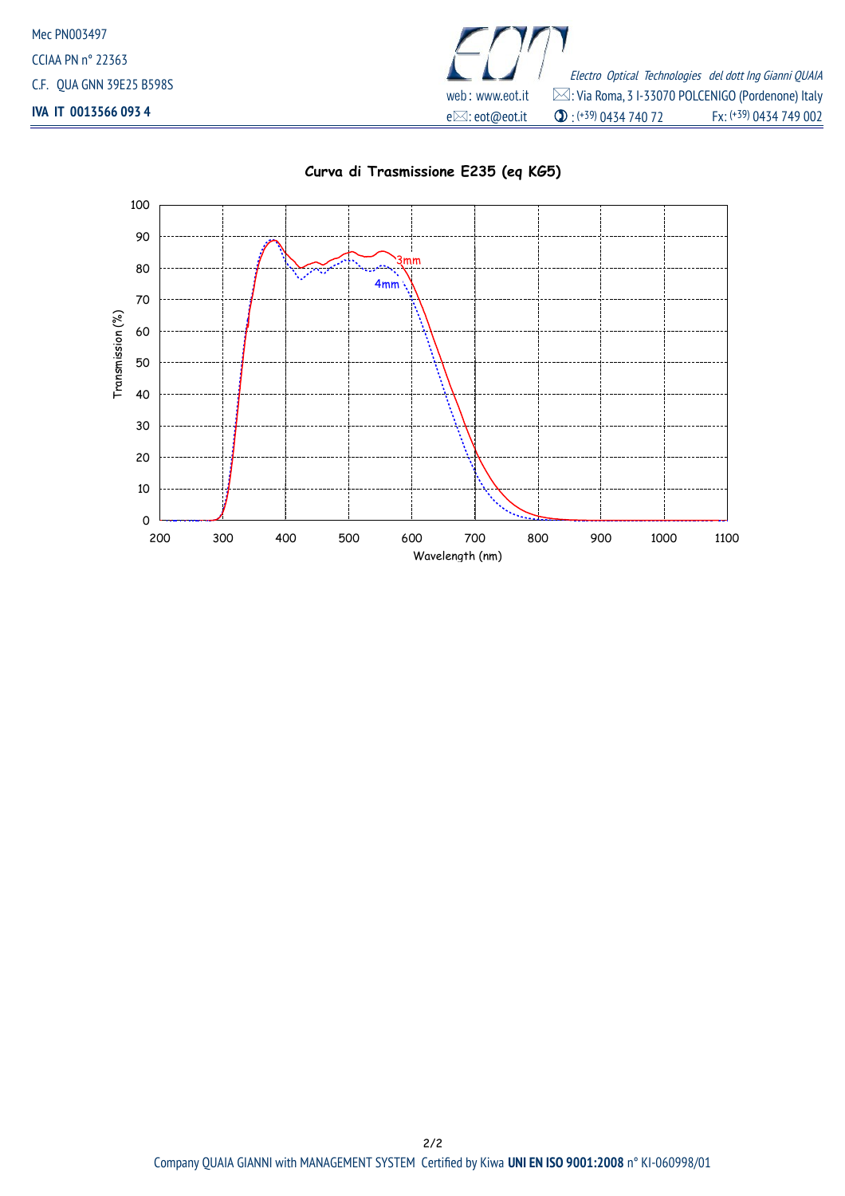Mec PN003497

CCIAA PN n° 22363

C.F. QUA GNN 39E25 B598S

**IVA IT 0013566 093 4**

EOT

*Electro Optical Technologies del dott Ing Gianni QUAIA*

web : www.eot.it

: Via Roma, 3 I-33070 POLCENIGO (Pordenone) Italy

e: eot@eot.it

: (+39) 0434 740 72

Fx: (+39) 0434 749 002

## Curva di Trasmissione E235 (eq KG5)

Transmission (%)

100
90
80
70
60
50
40
30
20
10
0

200 300 400 500 600 700 800 900 1000 1100

Wavelength (nm)

3mm

4mm

Company QUAIA GIANNI with MANAGEMENT SYSTEM Certified by Kiwa **UNI EN ISO 9001:2008** n° KI-060998/01